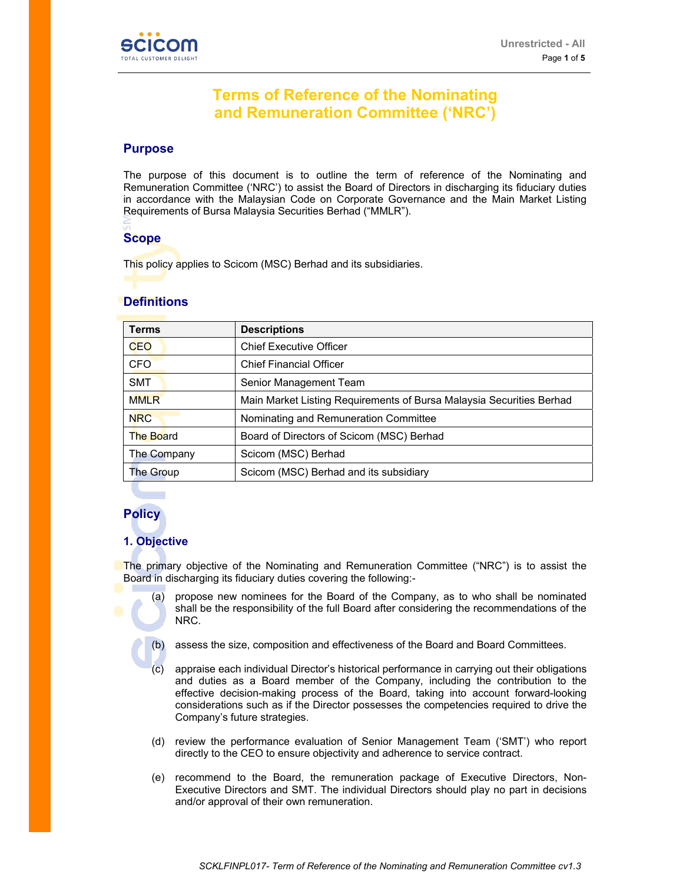# Terms of Reference of the Nominating and Remuneration Committee ('NRC')

## Purpose

The purpose of this document is to outline the term of reference of the Nominating and Remuneration Committee ('NRC') to assist the Board of Directors in discharging its fiduciary duties in accordance with the Malaysian Code on Corporate Governance and the Main Market Listing Requirements of Bursa Malaysia Securities Berhad ("MMLR").

## Scope

This policy applies to Scicom (MSC) Berhad and its subsidiaries.

## Definitions

| Terms | Descriptions |
|---|---|
| CEO | Chief Executive Officer |
| CFO | Chief Financial Officer |
| SMT | Senior Management Team |
| MMLR | Main Market Listing Requirements of Bursa Malaysia Securities Berhad |
| NRC | Nominating and Remuneration Committee |
| The Board | Board of Directors of Scicom (MSC) Berhad |
| The Company | Scicom (MSC) Berhad |
| The Group | Scicom (MSC) Berhad and its subsidiary |

## Policy

### 1. Objective

The primary objective of the Nominating and Remuneration Committee ("NRC") is to assist the Board in discharging its fiduciary duties covering the following:-

(a) propose new nominees for the Board of the Company, as to who shall be nominated shall be the responsibility of the full Board after considering the recommendations of the NRC.

(b) assess the size, composition and effectiveness of the Board and Board Committees.

(c) appraise each individual Director's historical performance in carrying out their obligations and duties as a Board member of the Company, including the contribution to the effective decision-making process of the Board, taking into account forward-looking considerations such as if the Director possesses the competencies required to drive the Company's future strategies.

(d) review the performance evaluation of Senior Management Team ('SMT') who report directly to the CEO to ensure objectivity and adherence to service contract.

(e) recommend to the Board, the remuneration package of Executive Directors, Non-Executive Directors and SMT. The individual Directors should play no part in decisions and/or approval of their own remuneration.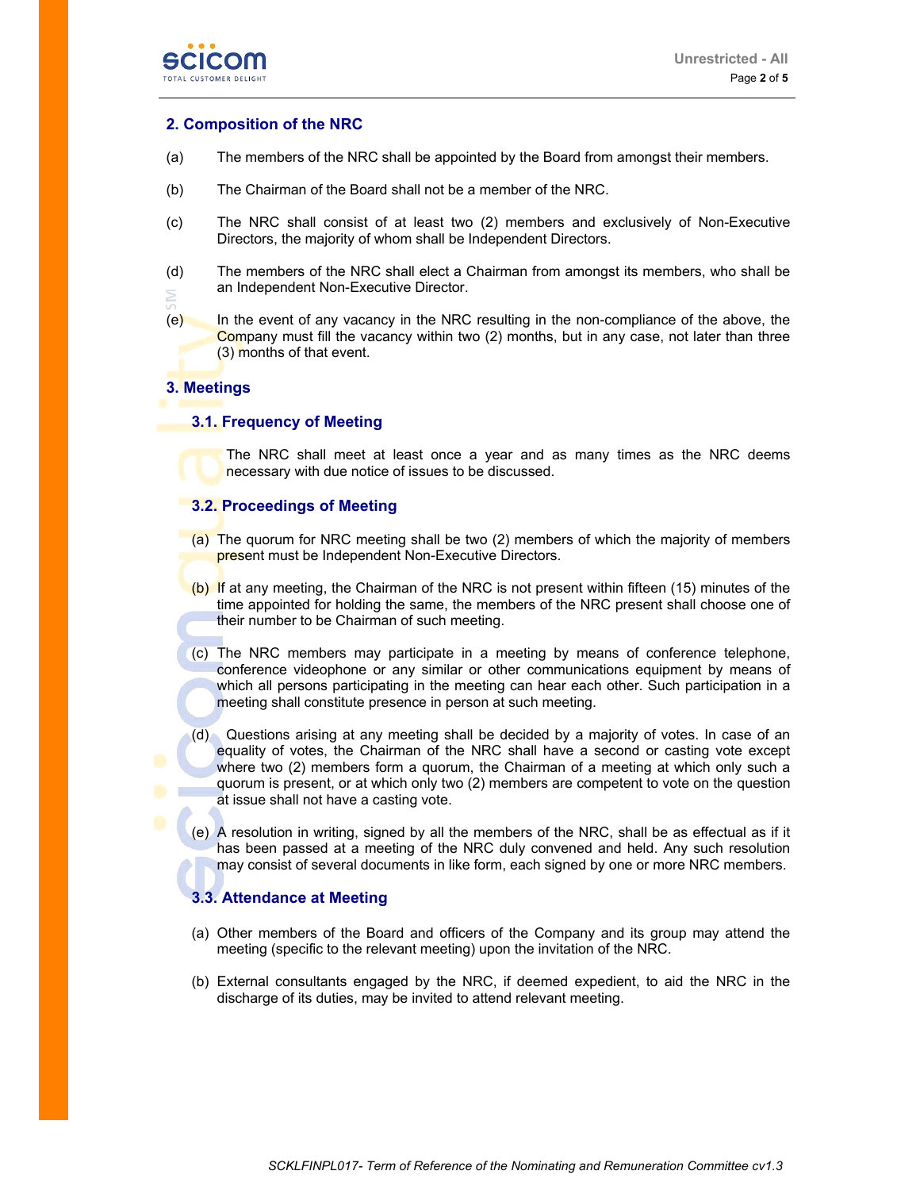## 2. Composition of the NRC

(a) The members of the NRC shall be appointed by the Board from amongst their members.

(b) The Chairman of the Board shall not be a member of the NRC.

(c) The NRC shall consist of at least two (2) members and exclusively of Non-Executive Directors, the majority of whom shall be Independent Directors.

(d) The members of the NRC shall elect a Chairman from amongst its members, who shall be an Independent Non-Executive Director.

(e) In the event of any vacancy in the NRC resulting in the non-compliance of the above, the Company must fill the vacancy within two (2) months, but in any case, not later than three (3) months of that event.

## 3. Meetings

### 3.1. Frequency of Meeting

The NRC shall meet at least once a year and as many times as the NRC deems necessary with due notice of issues to be discussed.

### 3.2. Proceedings of Meeting

(a) The quorum for NRC meeting shall be two (2) members of which the majority of members present must be Independent Non-Executive Directors.

(b) If at any meeting, the Chairman of the NRC is not present within fifteen (15) minutes of the time appointed for holding the same, the members of the NRC present shall choose one of their number to be Chairman of such meeting.

(c) The NRC members may participate in a meeting by means of conference telephone, conference videophone or any similar or other communications equipment by means of which all persons participating in the meeting can hear each other. Such participation in a meeting shall constitute presence in person at such meeting.

(d) Questions arising at any meeting shall be decided by a majority of votes. In case of an equality of votes, the Chairman of the NRC shall have a second or casting vote except where two (2) members form a quorum, the Chairman of a meeting at which only such a quorum is present, or at which only two (2) members are competent to vote on the question at issue shall not have a casting vote.

(e) A resolution in writing, signed by all the members of the NRC, shall be as effectual as if it has been passed at a meeting of the NRC duly convened and held. Any such resolution may consist of several documents in like form, each signed by one or more NRC members.

### 3.3. Attendance at Meeting

(a) Other members of the Board and officers of the Company and its group may attend the meeting (specific to the relevant meeting) upon the invitation of the NRC.

(b) External consultants engaged by the NRC, if deemed expedient, to aid the NRC in the discharge of its duties, may be invited to attend relevant meeting.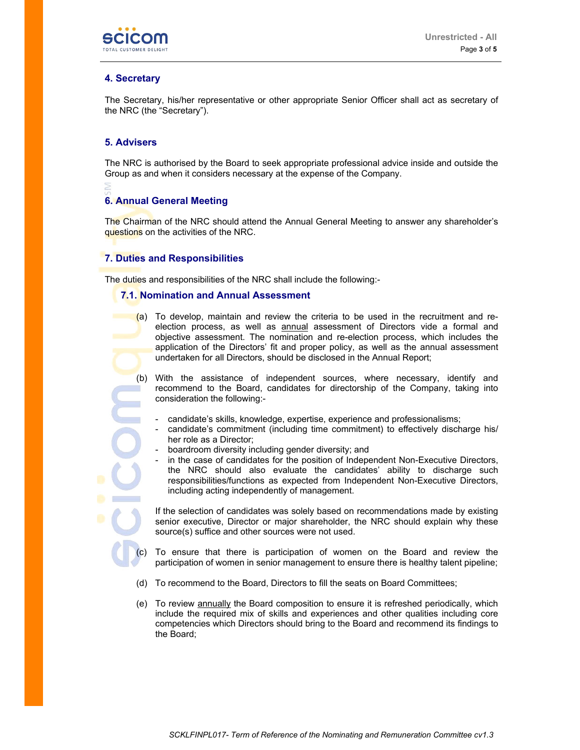## 4. Secretary

The Secretary, his/her representative or other appropriate Senior Officer shall act as secretary of the NRC (the “Secretary”).

## 5. Advisers

The NRC is authorised by the Board to seek appropriate professional advice inside and outside the Group as and when it considers necessary at the expense of the Company.

## 6. Annual General Meeting

The Chairman of the NRC should attend the Annual General Meeting to answer any shareholder’s questions on the activities of the NRC.

## 7. Duties and Responsibilities

The duties and responsibilities of the NRC shall include the following:-

### 7.1. Nomination and Annual Assessment

(a) To develop, maintain and review the criteria to be used in the recruitment and re-election process, as well as <u>annual</u> assessment of Directors vide a formal and objective assessment. The nomination and re-election process, which includes the application of the Directors’ fit and proper policy, as well as the annual assessment undertaken for all Directors, should be disclosed in the Annual Report;

(b) With the assistance of independent sources, where necessary, identify and recommend to the Board, candidates for directorship of the Company, taking into consideration the following:-

- candidate’s skills, knowledge, expertise, experience and professionalisms;
- candidate’s commitment (including time commitment) to effectively discharge his/ her role as a Director;
- boardroom diversity including gender diversity; and
- in the case of candidates for the position of Independent Non-Executive Directors, the NRC should also evaluate the candidates’ ability to discharge such responsibilities/functions as expected from Independent Non-Executive Directors, including acting independently of management.

If the selection of candidates was solely based on recommendations made by existing senior executive, Director or major shareholder, the NRC should explain why these source(s) suffice and other sources were not used.

(c) To ensure that there is participation of women on the Board and review the participation of women in senior management to ensure there is healthy talent pipeline;

(d) To recommend to the Board, Directors to fill the seats on Board Committees;

(e) To review <u>annually</u> the Board composition to ensure it is refreshed periodically, which include the required mix of skills and experiences and other qualities including core competencies which Directors should bring to the Board and recommend its findings to the Board;

*SCKLFINPL017- Term of Reference of the Nominating and Remuneration Committee cv1.3*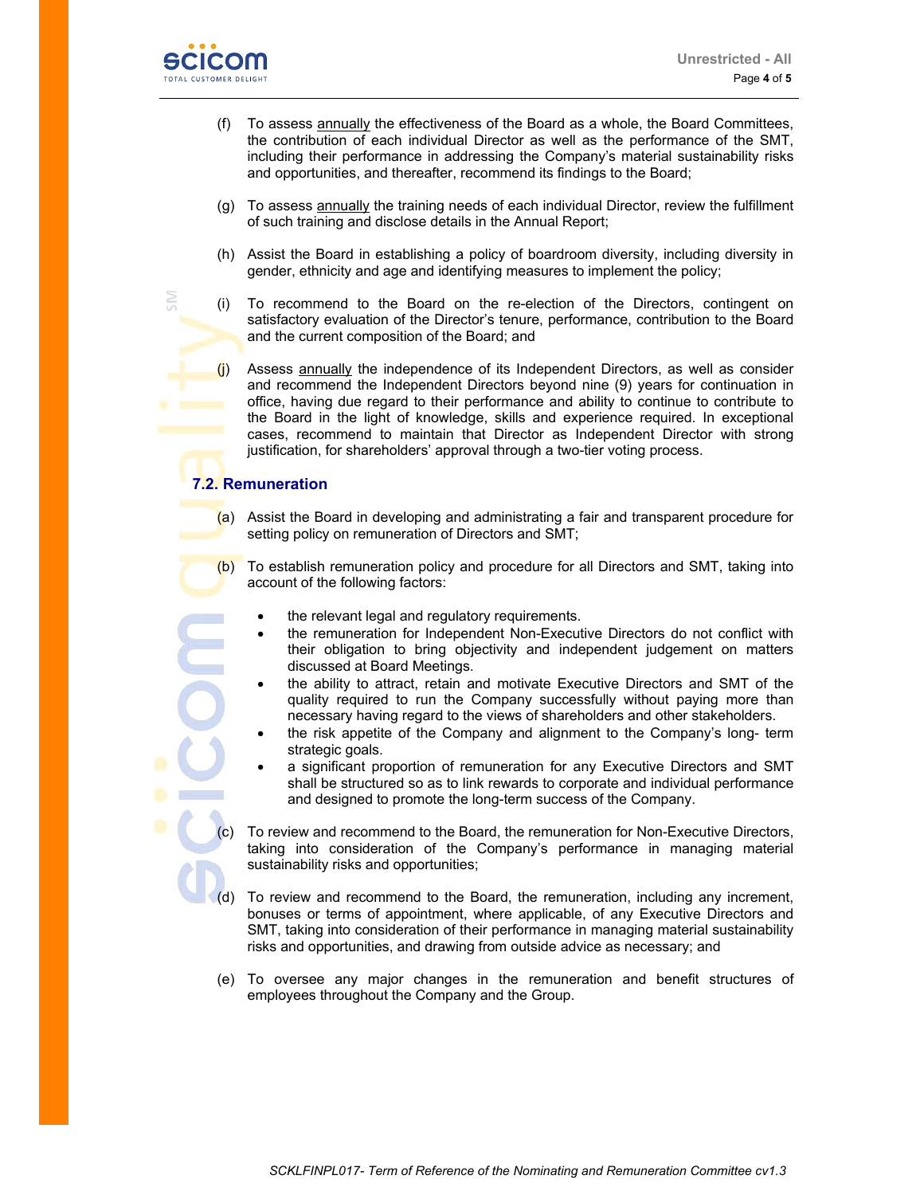(f) To assess annually the effectiveness of the Board as a whole, the Board Committees, the contribution of each individual Director as well as the performance of the SMT, including their performance in addressing the Company's material sustainability risks and opportunities, and thereafter, recommend its findings to the Board;

(g) To assess annually the training needs of each individual Director, review the fulfillment of such training and disclose details in the Annual Report;

(h) Assist the Board in establishing a policy of boardroom diversity, including diversity in gender, ethnicity and age and identifying measures to implement the policy;

(i) To recommend to the Board on the re-election of the Directors, contingent on satisfactory evaluation of the Director's tenure, performance, contribution to the Board and the current composition of the Board; and

(j) Assess annually the independence of its Independent Directors, as well as consider and recommend the Independent Directors beyond nine (9) years for continuation in office, having due regard to their performance and ability to continue to contribute to the Board in the light of knowledge, skills and experience required. In exceptional cases, recommend to maintain that Director as Independent Director with strong justification, for shareholders' approval through a two-tier voting process.

### 7.2. Remuneration

(a) Assist the Board in developing and administrating a fair and transparent procedure for setting policy on remuneration of Directors and SMT;

(b) To establish remuneration policy and procedure for all Directors and SMT, taking into account of the following factors:

- the relevant legal and regulatory requirements.
- the remuneration for Independent Non-Executive Directors do not conflict with their obligation to bring objectivity and independent judgement on matters discussed at Board Meetings.
- the ability to attract, retain and motivate Executive Directors and SMT of the quality required to run the Company successfully without paying more than necessary having regard to the views of shareholders and other stakeholders.
- the risk appetite of the Company and alignment to the Company's long- term strategic goals.
- a significant proportion of remuneration for any Executive Directors and SMT shall be structured so as to link rewards to corporate and individual performance and designed to promote the long-term success of the Company.

(c) To review and recommend to the Board, the remuneration for Non-Executive Directors, taking into consideration of the Company's performance in managing material sustainability risks and opportunities;

(d) To review and recommend to the Board, the remuneration, including any increment, bonuses or terms of appointment, where applicable, of any Executive Directors and SMT, taking into consideration of their performance in managing material sustainability risks and opportunities, and drawing from outside advice as necessary; and

(e) To oversee any major changes in the remuneration and benefit structures of employees throughout the Company and the Group.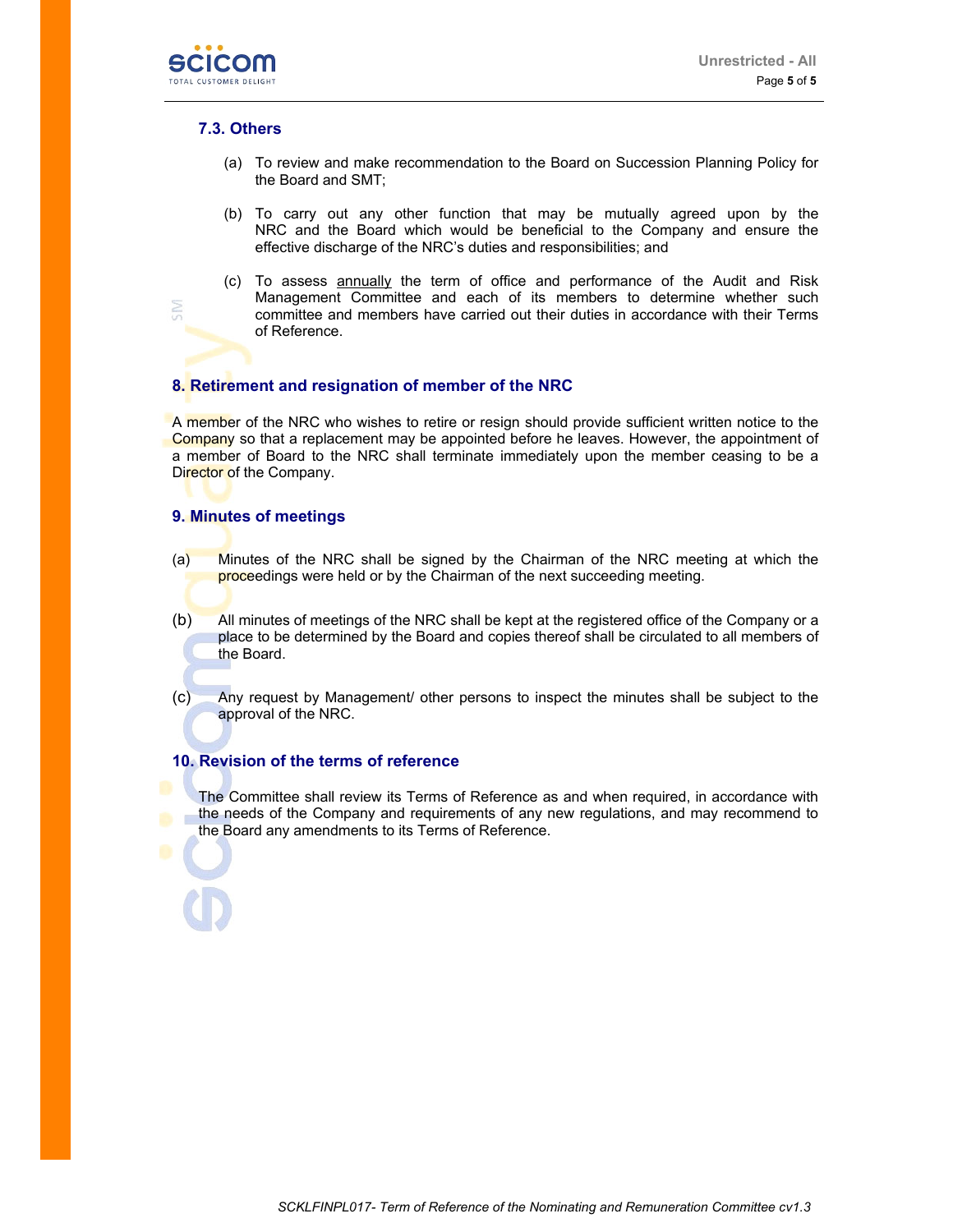### 7.3. Others

(a) To review and make recommendation to the Board on Succession Planning Policy for the Board and SMT;

(b) To carry out any other function that may be mutually agreed upon by the NRC and the Board which would be beneficial to the Company and ensure the effective discharge of the NRC's duties and responsibilities; and

(c) To assess <u>annually</u> the term of office and performance of the Audit and Risk Management Committee and each of its members to determine whether such committee and members have carried out their duties in accordance with their Terms of Reference.

## 8. Retirement and resignation of member of the NRC

A member of the NRC who wishes to retire or resign should provide sufficient written notice to the Company so that a replacement may be appointed before he leaves. However, the appointment of a member of Board to the NRC shall terminate immediately upon the member ceasing to be a Director of the Company.

## 9. Minutes of meetings

(a) Minutes of the NRC shall be signed by the Chairman of the NRC meeting at which the proceedings were held or by the Chairman of the next succeeding meeting.

(b) All minutes of meetings of the NRC shall be kept at the registered office of the Company or a place to be determined by the Board and copies thereof shall be circulated to all members of the Board.

(c) Any request by Management/ other persons to inspect the minutes shall be subject to the approval of the NRC.

## 10. Revision of the terms of reference

The Committee shall review its Terms of Reference as and when required, in accordance with the needs of the Company and requirements of any new regulations, and may recommend to the Board any amendments to its Terms of Reference.